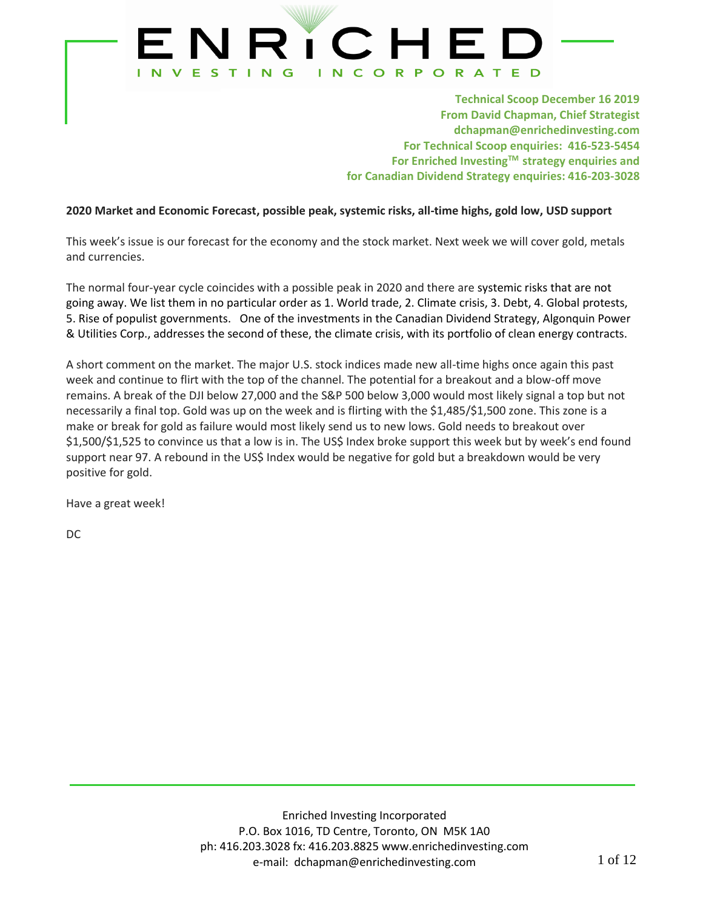# ENRICHED INVESTING INCORPORATED

**Technical Scoop December 16 2019**
**From David Chapman, Chief Strategist**
**dchapman@enrichedinvesting.com**
**For Technical Scoop enquiries: 416-523-5454**
**For Enriched Investing™ strategy enquiries and for Canadian Dividend Strategy enquiries: 416-203-3028**

**2020 Market and Economic Forecast, possible peak, systemic risks, all-time highs, gold low, USD support**

This week's issue is our forecast for the economy and the stock market. Next week we will cover gold, metals and currencies.

The normal four-year cycle coincides with a possible peak in 2020 and there are systemic risks that are not going away. We list them in no particular order as 1. World trade, 2. Climate crisis, 3. Debt, 4. Global protests, 5. Rise of populist governments. One of the investments in the Canadian Dividend Strategy, Algonquin Power & Utilities Corp., addresses the second of these, the climate crisis, with its portfolio of clean energy contracts.

A short comment on the market. The major U.S. stock indices made new all-time highs once again this past week and continue to flirt with the top of the channel. The potential for a breakout and a blow-off move remains. A break of the DJI below 27,000 and the S&P 500 below 3,000 would most likely signal a top but not necessarily a final top. Gold was up on the week and is flirting with the $1,485/$1,500 zone. This zone is a make or break for gold as failure would most likely send us to new lows. Gold needs to breakout over $1,500/$1,525 to convince us that a low is in. The US$ Index broke support this week but by week's end found support near 97. A rebound in the US$ Index would be negative for gold but a breakdown would be very positive for gold.

Have a great week!

DC

Enriched Investing Incorporated
P.O. Box 1016, TD Centre, Toronto, ON M5K 1A0
ph: 416.203.3028 fx: 416.203.8825 www.enrichedinvesting.com
e-mail: dchapman@enrichedinvesting.com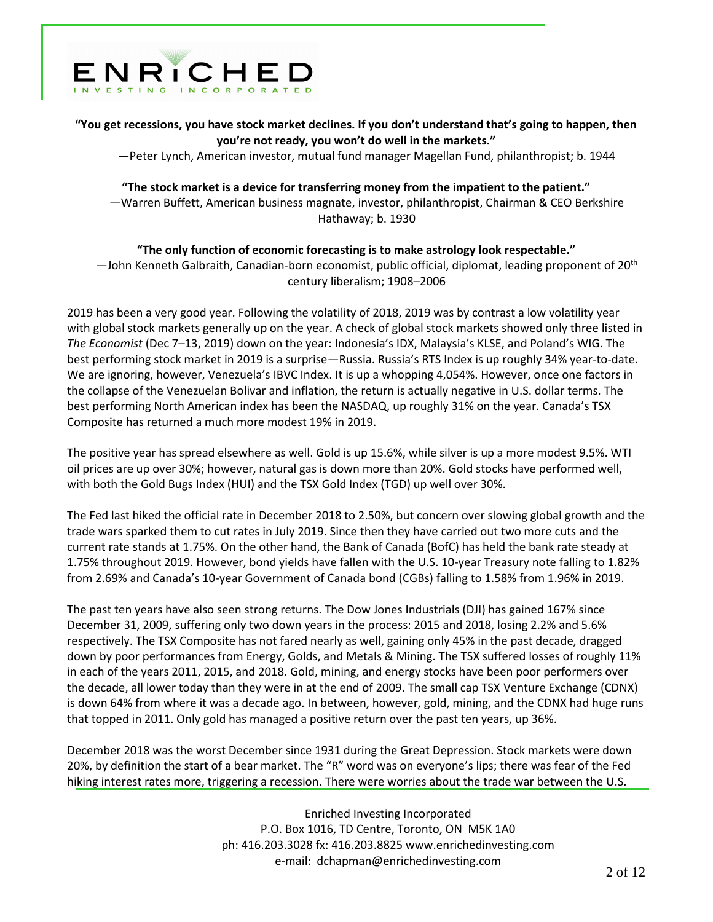**"You get recessions, you have stock market declines. If you don't understand that's going to happen, then you're not ready, you won't do well in the markets."**

—Peter Lynch, American investor, mutual fund manager Magellan Fund, philanthropist; b. 1944

**"The stock market is a device for transferring money from the impatient to the patient."**

—Warren Buffett, American business magnate, investor, philanthropist, Chairman & CEO Berkshire Hathaway; b. 1930

**"The only function of economic forecasting is to make astrology look respectable."**

—John Kenneth Galbraith, Canadian-born economist, public official, diplomat, leading proponent of 20th century liberalism; 1908–2006

2019 has been a very good year. Following the volatility of 2018, 2019 was by contrast a low volatility year with global stock markets generally up on the year. A check of global stock markets showed only three listed in *The Economist* (Dec 7–13, 2019) down on the year: Indonesia's IDX, Malaysia's KLSE, and Poland's WIG. The best performing stock market in 2019 is a surprise—Russia. Russia's RTS Index is up roughly 34% year-to-date. We are ignoring, however, Venezuela's IBVC Index. It is up a whopping 4,054%. However, once one factors in the collapse of the Venezuelan Bolivar and inflation, the return is actually negative in U.S. dollar terms. The best performing North American index has been the NASDAQ, up roughly 31% on the year. Canada's TSX Composite has returned a much more modest 19% in 2019.

The positive year has spread elsewhere as well. Gold is up 15.6%, while silver is up a more modest 9.5%. WTI oil prices are up over 30%; however, natural gas is down more than 20%. Gold stocks have performed well, with both the Gold Bugs Index (HUI) and the TSX Gold Index (TGD) up well over 30%.

The Fed last hiked the official rate in December 2018 to 2.50%, but concern over slowing global growth and the trade wars sparked them to cut rates in July 2019. Since then they have carried out two more cuts and the current rate stands at 1.75%. On the other hand, the Bank of Canada (BofC) has held the bank rate steady at 1.75% throughout 2019. However, bond yields have fallen with the U.S. 10-year Treasury note falling to 1.82% from 2.69% and Canada's 10-year Government of Canada bond (CGBs) falling to 1.58% from 1.96% in 2019.

The past ten years have also seen strong returns. The Dow Jones Industrials (DJI) has gained 167% since December 31, 2009, suffering only two down years in the process: 2015 and 2018, losing 2.2% and 5.6% respectively. The TSX Composite has not fared nearly as well, gaining only 45% in the past decade, dragged down by poor performances from Energy, Golds, and Metals & Mining. The TSX suffered losses of roughly 11% in each of the years 2011, 2015, and 2018. Gold, mining, and energy stocks have been poor performers over the decade, all lower today than they were in at the end of 2009. The small cap TSX Venture Exchange (CDNX) is down 64% from where it was a decade ago. In between, however, gold, mining, and the CDNX had huge runs that topped in 2011. Only gold has managed a positive return over the past ten years, up 36%.

December 2018 was the worst December since 1931 during the Great Depression. Stock markets were down 20%, by definition the start of a bear market. The "R" word was on everyone's lips; there was fear of the Fed hiking interest rates more, triggering a recession. There were worries about the trade war between the U.S.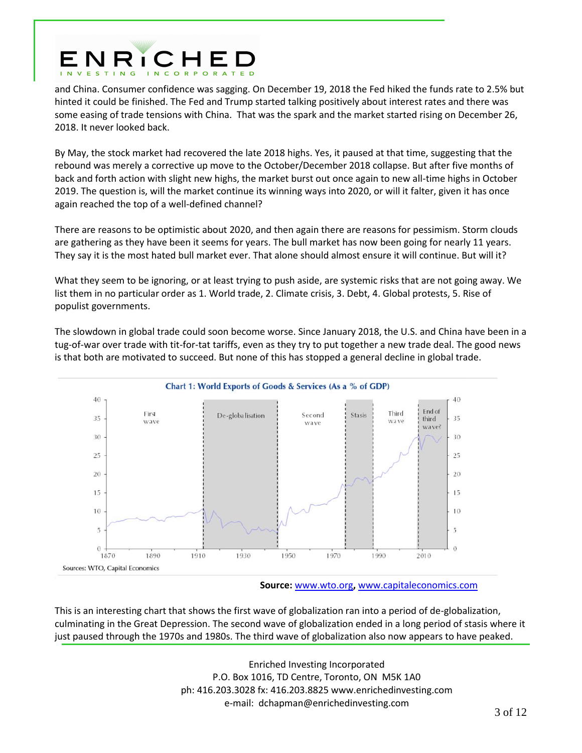and China. Consumer confidence was sagging. On December 19, 2018 the Fed hiked the funds rate to 2.5% but hinted it could be finished. The Fed and Trump started talking positively about interest rates and there was some easing of trade tensions with China. That was the spark and the market started rising on December 26, 2018. It never looked back.

By May, the stock market had recovered the late 2018 highs. Yes, it paused at that time, suggesting that the rebound was merely a corrective up move to the October/December 2018 collapse. But after five months of back and forth action with slight new highs, the market burst out once again to new all-time highs in October 2019. The question is, will the market continue its winning ways into 2020, or will it falter, given it has once again reached the top of a well-defined channel?

There are reasons to be optimistic about 2020, and then again there are reasons for pessimism. Storm clouds are gathering as they have been it seems for years. The bull market has now been going for nearly 11 years. They say it is the most hated bull market ever. That alone should almost ensure it will continue. But will it?

What they seem to be ignoring, or at least trying to push aside, are systemic risks that are not going away. We list them in no particular order as 1. World trade, 2. Climate crisis, 3. Debt, 4. Global protests, 5. Rise of populist governments.

The slowdown in global trade could soon become worse. Since January 2018, the U.S. and China have been in a tug-of-war over trade with tit-for-tat tariffs, even as they try to put together a new trade deal. The good news is that both are motivated to succeed. But none of this has stopped a general decline in global trade.

Chart 1: World Exports of Goods & Services (As a % of GDP)

Sources: WTO, Capital Economics

**Source:** www.wto.org, www.capitaleconomics.com

This is an interesting chart that shows the first wave of globalization ran into a period of de-globalization, culminating in the Great Depression. The second wave of globalization ended in a long period of stasis where it just paused through the 1970s and 1980s. The third wave of globalization also now appears to have peaked.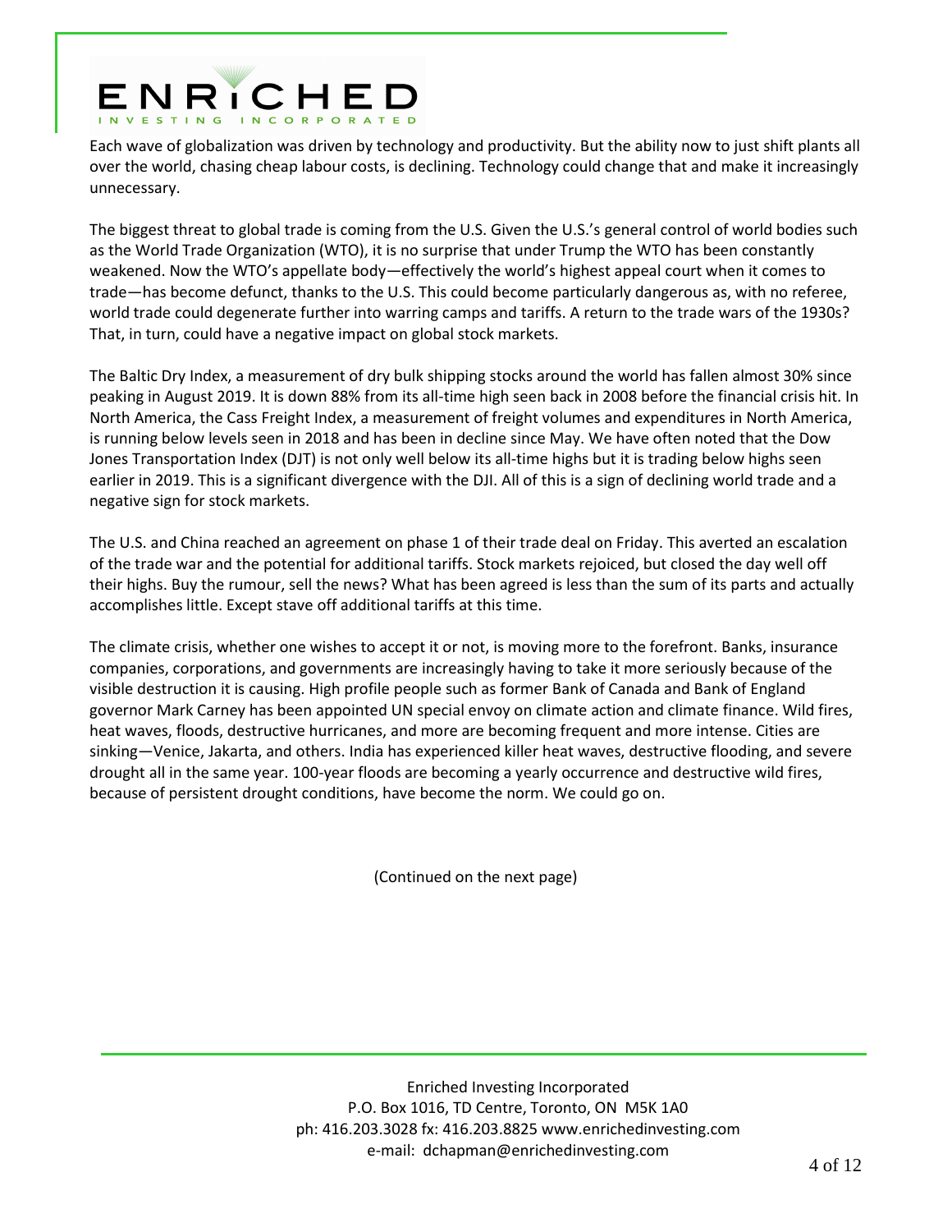Each wave of globalization was driven by technology and productivity. But the ability now to just shift plants all over the world, chasing cheap labour costs, is declining. Technology could change that and make it increasingly unnecessary.

The biggest threat to global trade is coming from the U.S. Given the U.S.'s general control of world bodies such as the World Trade Organization (WTO), it is no surprise that under Trump the WTO has been constantly weakened. Now the WTO's appellate body—effectively the world's highest appeal court when it comes to trade—has become defunct, thanks to the U.S. This could become particularly dangerous as, with no referee, world trade could degenerate further into warring camps and tariffs. A return to the trade wars of the 1930s? That, in turn, could have a negative impact on global stock markets.

The Baltic Dry Index, a measurement of dry bulk shipping stocks around the world has fallen almost 30% since peaking in August 2019. It is down 88% from its all-time high seen back in 2008 before the financial crisis hit. In North America, the Cass Freight Index, a measurement of freight volumes and expenditures in North America, is running below levels seen in 2018 and has been in decline since May. We have often noted that the Dow Jones Transportation Index (DJT) is not only well below its all-time highs but it is trading below highs seen earlier in 2019. This is a significant divergence with the DJI. All of this is a sign of declining world trade and a negative sign for stock markets.

The U.S. and China reached an agreement on phase 1 of their trade deal on Friday. This averted an escalation of the trade war and the potential for additional tariffs. Stock markets rejoiced, but closed the day well off their highs. Buy the rumour, sell the news? What has been agreed is less than the sum of its parts and actually accomplishes little. Except stave off additional tariffs at this time.

The climate crisis, whether one wishes to accept it or not, is moving more to the forefront. Banks, insurance companies, corporations, and governments are increasingly having to take it more seriously because of the visible destruction it is causing. High profile people such as former Bank of Canada and Bank of England governor Mark Carney has been appointed UN special envoy on climate action and climate finance. Wild fires, heat waves, floods, destructive hurricanes, and more are becoming frequent and more intense. Cities are sinking—Venice, Jakarta, and others. India has experienced killer heat waves, destructive flooding, and severe drought all in the same year. 100-year floods are becoming a yearly occurrence and destructive wild fires, because of persistent drought conditions, have become the norm. We could go on.

(Continued on the next page)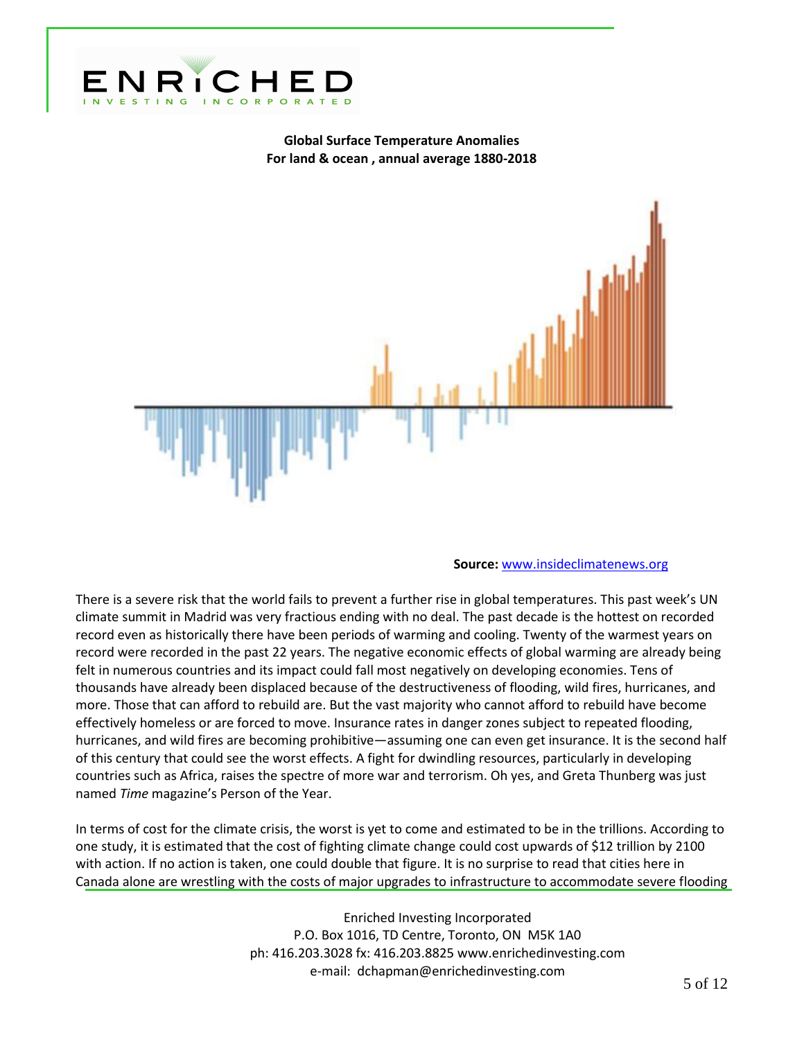**Global Surface Temperature Anomalies**
**For land & ocean , annual average 1880-2018**

**Source:** www.insideclimatenews.org

There is a severe risk that the world fails to prevent a further rise in global temperatures. This past week's UN climate summit in Madrid was very fractious ending with no deal. The past decade is the hottest on recorded record even as historically there have been periods of warming and cooling. Twenty of the warmest years on record were recorded in the past 22 years. The negative economic effects of global warming are already being felt in numerous countries and its impact could fall most negatively on developing economies. Tens of thousands have already been displaced because of the destructiveness of flooding, wild fires, hurricanes, and more. Those that can afford to rebuild are. But the vast majority who cannot afford to rebuild have become effectively homeless or are forced to move. Insurance rates in danger zones subject to repeated flooding, hurricanes, and wild fires are becoming prohibitive—assuming one can even get insurance. It is the second half of this century that could see the worst effects. A fight for dwindling resources, particularly in developing countries such as Africa, raises the spectre of more war and terrorism. Oh yes, and Greta Thunberg was just named *Time* magazine's Person of the Year.

In terms of cost for the climate crisis, the worst is yet to come and estimated to be in the trillions. According to one study, it is estimated that the cost of fighting climate change could cost upwards of $12 trillion by 2100 with action. If no action is taken, one could double that figure. It is no surprise to read that cities here in Canada alone are wrestling with the costs of major upgrades to infrastructure to accommodate severe flooding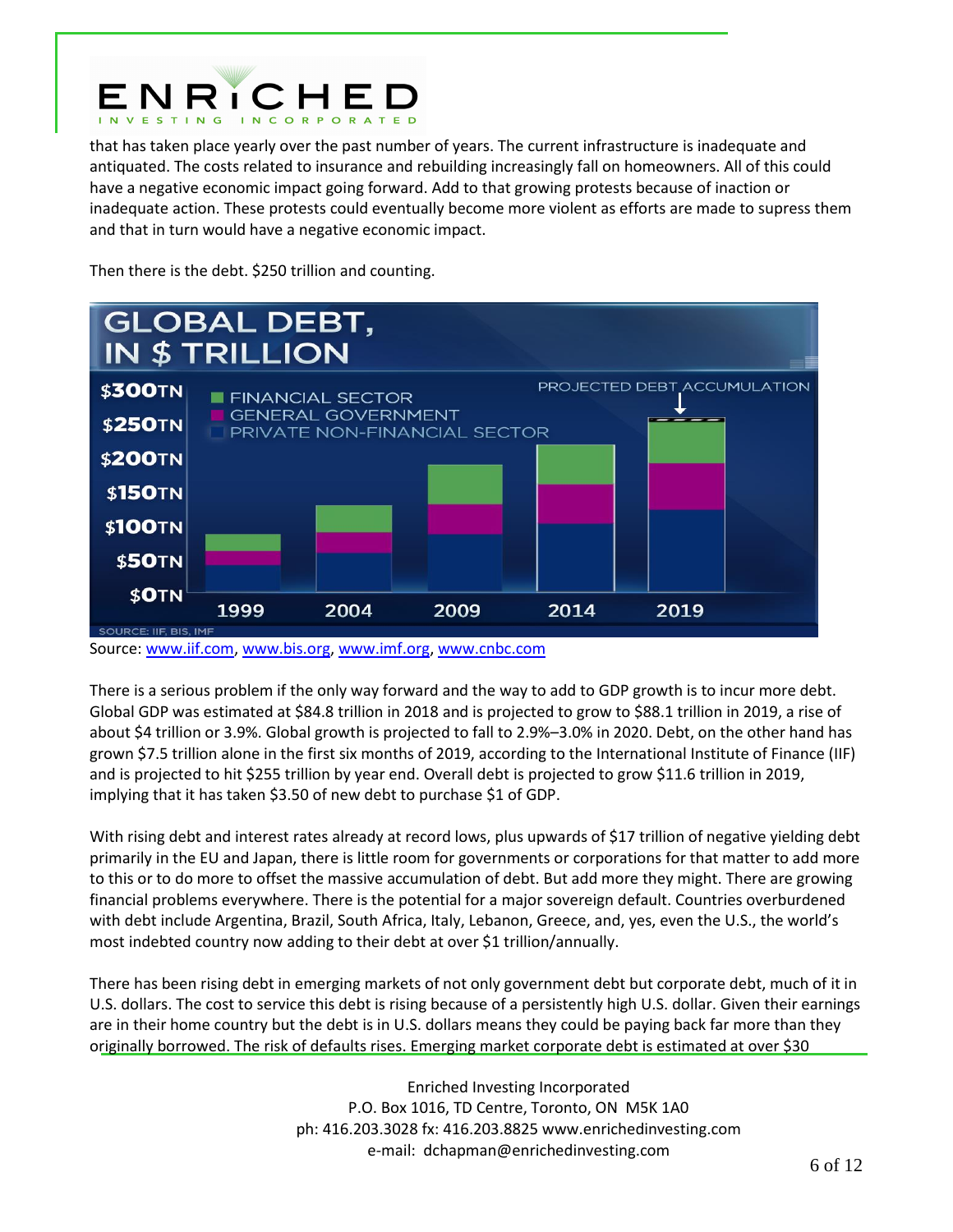that has taken place yearly over the past number of years. The current infrastructure is inadequate and antiquated. The costs related to insurance and rebuilding increasingly fall on homeowners. All of this could have a negative economic impact going forward. Add to that growing protests because of inaction or inadequate action. These protests could eventually become more violent as efforts are made to supress them and that in turn would have a negative economic impact.

Then there is the debt. $250 trillion and counting.

GLOBAL DEBT, IN $ TRILLION

Source: www.iif.com, www.bis.org, www.imf.org, www.cnbc.com

There is a serious problem if the only way forward and the way to add to GDP growth is to incur more debt. Global GDP was estimated at $84.8 trillion in 2018 and is projected to grow to $88.1 trillion in 2019, a rise of about $4 trillion or 3.9%. Global growth is projected to fall to 2.9%–3.0% in 2020. Debt, on the other hand has grown $7.5 trillion alone in the first six months of 2019, according to the International Institute of Finance (IIF) and is projected to hit $255 trillion by year end. Overall debt is projected to grow $11.6 trillion in 2019, implying that it has taken $3.50 of new debt to purchase $1 of GDP.

With rising debt and interest rates already at record lows, plus upwards of $17 trillion of negative yielding debt primarily in the EU and Japan, there is little room for governments or corporations for that matter to add more to this or to do more to offset the massive accumulation of debt. But add more they might. There are growing financial problems everywhere. There is the potential for a major sovereign default. Countries overburdened with debt include Argentina, Brazil, South Africa, Italy, Lebanon, Greece, and, yes, even the U.S., the world's most indebted country now adding to their debt at over $1 trillion/annually.

There has been rising debt in emerging markets of not only government debt but corporate debt, much of it in U.S. dollars. The cost to service this debt is rising because of a persistently high U.S. dollar. Given their earnings are in their home country but the debt is in U.S. dollars means they could be paying back far more than they originally borrowed. The risk of defaults rises. Emerging market corporate debt is estimated at over $30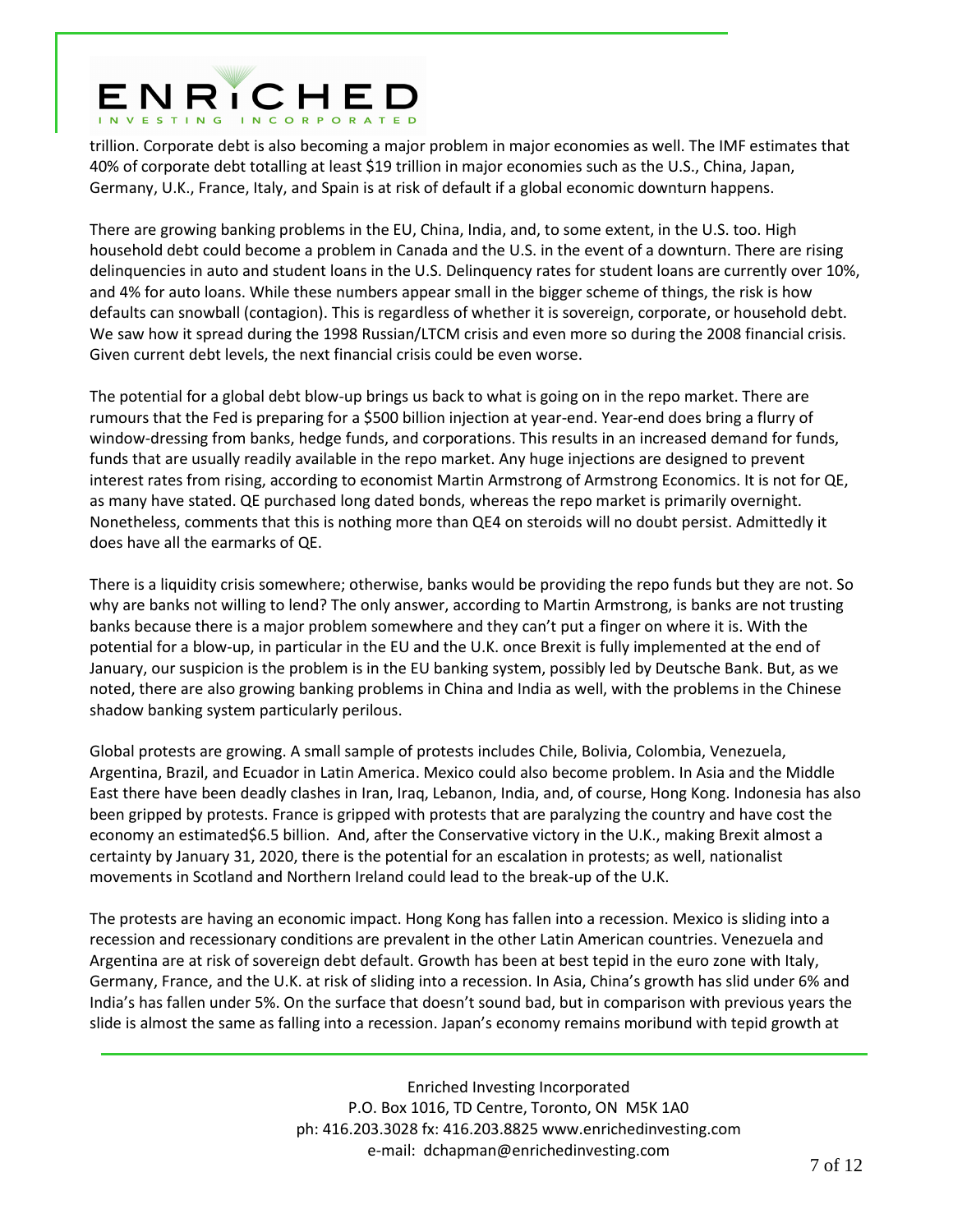trillion. Corporate debt is also becoming a major problem in major economies as well. The IMF estimates that 40% of corporate debt totalling at least $19 trillion in major economies such as the U.S., China, Japan, Germany, U.K., France, Italy, and Spain is at risk of default if a global economic downturn happens.

There are growing banking problems in the EU, China, India, and, to some extent, in the U.S. too. High household debt could become a problem in Canada and the U.S. in the event of a downturn. There are rising delinquencies in auto and student loans in the U.S. Delinquency rates for student loans are currently over 10%, and 4% for auto loans. While these numbers appear small in the bigger scheme of things, the risk is how defaults can snowball (contagion). This is regardless of whether it is sovereign, corporate, or household debt. We saw how it spread during the 1998 Russian/LTCM crisis and even more so during the 2008 financial crisis. Given current debt levels, the next financial crisis could be even worse.

The potential for a global debt blow-up brings us back to what is going on in the repo market. There are rumours that the Fed is preparing for a $500 billion injection at year-end. Year-end does bring a flurry of window-dressing from banks, hedge funds, and corporations. This results in an increased demand for funds, funds that are usually readily available in the repo market. Any huge injections are designed to prevent interest rates from rising, according to economist Martin Armstrong of Armstrong Economics. It is not for QE, as many have stated. QE purchased long dated bonds, whereas the repo market is primarily overnight. Nonetheless, comments that this is nothing more than QE4 on steroids will no doubt persist. Admittedly it does have all the earmarks of QE.

There is a liquidity crisis somewhere; otherwise, banks would be providing the repo funds but they are not. So why are banks not willing to lend? The only answer, according to Martin Armstrong, is banks are not trusting banks because there is a major problem somewhere and they can't put a finger on where it is. With the potential for a blow-up, in particular in the EU and the U.K. once Brexit is fully implemented at the end of January, our suspicion is the problem is in the EU banking system, possibly led by Deutsche Bank. But, as we noted, there are also growing banking problems in China and India as well, with the problems in the Chinese shadow banking system particularly perilous.

Global protests are growing. A small sample of protests includes Chile, Bolivia, Colombia, Venezuela, Argentina, Brazil, and Ecuador in Latin America. Mexico could also become problem. In Asia and the Middle East there have been deadly clashes in Iran, Iraq, Lebanon, India, and, of course, Hong Kong. Indonesia has also been gripped by protests. France is gripped with protests that are paralyzing the country and have cost the economy an estimated$6.5 billion. And, after the Conservative victory in the U.K., making Brexit almost a certainty by January 31, 2020, there is the potential for an escalation in protests; as well, nationalist movements in Scotland and Northern Ireland could lead to the break-up of the U.K.

The protests are having an economic impact. Hong Kong has fallen into a recession. Mexico is sliding into a recession and recessionary conditions are prevalent in the other Latin American countries. Venezuela and Argentina are at risk of sovereign debt default. Growth has been at best tepid in the euro zone with Italy, Germany, France, and the U.K. at risk of sliding into a recession. In Asia, China's growth has slid under 6% and India's has fallen under 5%. On the surface that doesn't sound bad, but in comparison with previous years the slide is almost the same as falling into a recession. Japan's economy remains moribund with tepid growth at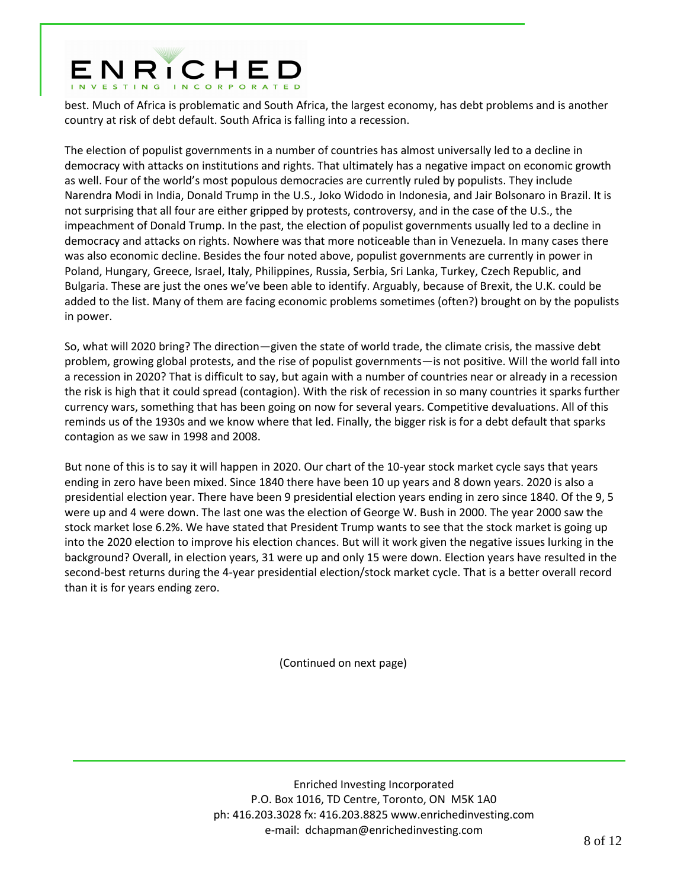best. Much of Africa is problematic and South Africa, the largest economy, has debt problems and is another country at risk of debt default. South Africa is falling into a recession.

The election of populist governments in a number of countries has almost universally led to a decline in democracy with attacks on institutions and rights. That ultimately has a negative impact on economic growth as well. Four of the world's most populous democracies are currently ruled by populists. They include Narendra Modi in India, Donald Trump in the U.S., Joko Widodo in Indonesia, and Jair Bolsonaro in Brazil. It is not surprising that all four are either gripped by protests, controversy, and in the case of the U.S., the impeachment of Donald Trump. In the past, the election of populist governments usually led to a decline in democracy and attacks on rights. Nowhere was that more noticeable than in Venezuela. In many cases there was also economic decline. Besides the four noted above, populist governments are currently in power in Poland, Hungary, Greece, Israel, Italy, Philippines, Russia, Serbia, Sri Lanka, Turkey, Czech Republic, and Bulgaria. These are just the ones we've been able to identify. Arguably, because of Brexit, the U.K. could be added to the list. Many of them are facing economic problems sometimes (often?) brought on by the populists in power.

So, what will 2020 bring? The direction—given the state of world trade, the climate crisis, the massive debt problem, growing global protests, and the rise of populist governments—is not positive. Will the world fall into a recession in 2020? That is difficult to say, but again with a number of countries near or already in a recession the risk is high that it could spread (contagion). With the risk of recession in so many countries it sparks further currency wars, something that has been going on now for several years. Competitive devaluations. All of this reminds us of the 1930s and we know where that led. Finally, the bigger risk is for a debt default that sparks contagion as we saw in 1998 and 2008.

But none of this is to say it will happen in 2020. Our chart of the 10-year stock market cycle says that years ending in zero have been mixed. Since 1840 there have been 10 up years and 8 down years. 2020 is also a presidential election year. There have been 9 presidential election years ending in zero since 1840. Of the 9, 5 were up and 4 were down. The last one was the election of George W. Bush in 2000. The year 2000 saw the stock market lose 6.2%. We have stated that President Trump wants to see that the stock market is going up into the 2020 election to improve his election chances. But will it work given the negative issues lurking in the background? Overall, in election years, 31 were up and only 15 were down. Election years have resulted in the second-best returns during the 4-year presidential election/stock market cycle. That is a better overall record than it is for years ending zero.

(Continued on next page)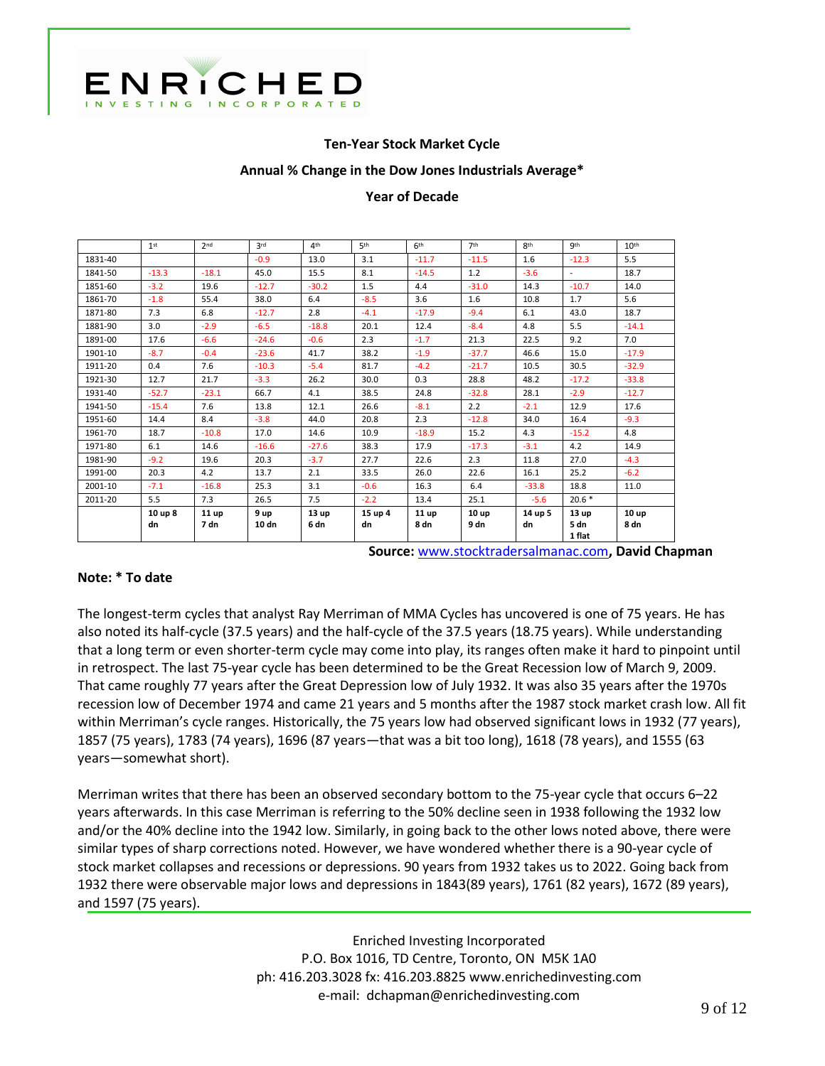**Ten-Year Stock Market Cycle**

**Annual % Change in the Dow Jones Industrials Average***

**Year of Decade**

| | 1st | 2nd | 3rd | 4th | 5th | 6th | 7th | 8th | 9th | 10th |
|---|---|---|---|---|---|---|---|---|---|---|
| 1831-40 | | | -0.9 | 13.0 | 3.1 | -11.7 | -11.5 | 1.6 | -12.3 | 5.5 |
| 1841-50 | -13.3 | -18.1 | 45.0 | 15.5 | 8.1 | -14.5 | 1.2 | -3.6 | - | 18.7 |
| 1851-60 | -3.2 | 19.6 | -12.7 | -30.2 | 1.5 | 4.4 | -31.0 | 14.3 | -10.7 | 14.0 |
| 1861-70 | -1.8 | 55.4 | 38.0 | 6.4 | -8.5 | 3.6 | 1.6 | 10.8 | 1.7 | 5.6 |
| 1871-80 | 7.3 | 6.8 | -12.7 | 2.8 | -4.1 | -17.9 | -9.4 | 6.1 | 43.0 | 18.7 |
| 1881-90 | 3.0 | -2.9 | -6.5 | -18.8 | 20.1 | 12.4 | -8.4 | 4.8 | 5.5 | -14.1 |
| 1891-00 | 17.6 | -6.6 | -24.6 | -0.6 | 2.3 | -1.7 | 21.3 | 22.5 | 9.2 | 7.0 |
| 1901-10 | -8.7 | -0.4 | -23.6 | 41.7 | 38.2 | -1.9 | -37.7 | 46.6 | 15.0 | -17.9 |
| 1911-20 | 0.4 | 7.6 | -10.3 | -5.4 | 81.7 | -4.2 | -21.7 | 10.5 | 30.5 | -32.9 |
| 1921-30 | 12.7 | 21.7 | -3.3 | 26.2 | 30.0 | 0.3 | 28.8 | 48.2 | -17.2 | -33.8 |
| 1931-40 | -52.7 | -23.1 | 66.7 | 4.1 | 38.5 | 24.8 | -32.8 | 28.1 | -2.9 | -12.7 |
| 1941-50 | -15.4 | 7.6 | 13.8 | 12.1 | 26.6 | -8.1 | 2.2 | -2.1 | 12.9 | 17.6 |
| 1951-60 | 14.4 | 8.4 | -3.8 | 44.0 | 20.8 | 2.3 | -12.8 | 34.0 | 16.4 | -9.3 |
| 1961-70 | 18.7 | -10.8 | 17.0 | 14.6 | 10.9 | -18.9 | 15.2 | 4.3 | -15.2 | 4.8 |
| 1971-80 | 6.1 | 14.6 | -16.6 | -27.6 | 38.3 | 17.9 | -17.3 | -3.1 | 4.2 | 14.9 |
| 1981-90 | -9.2 | 19.6 | 20.3 | -3.7 | 27.7 | 22.6 | 2.3 | 11.8 | 27.0 | -4.3 |
| 1991-00 | 20.3 | 4.2 | 13.7 | 2.1 | 33.5 | 26.0 | 22.6 | 16.1 | 25.2 | -6.2 |
| 2001-10 | -7.1 | -16.8 | 25.3 | 3.1 | -0.6 | 16.3 | 6.4 | -33.8 | 18.8 | 11.0 |
| 2011-20 | 5.5 | 7.3 | 26.5 | 7.5 | -2.2 | 13.4 | 25.1 | -5.6 | 20.6 * | |
| | 10 up 8 dn | 11 up 7 dn | 9 up 10 dn | 13 up 6 dn | 15 up 4 dn | 11 up 8 dn | 10 up 9 dn | 14 up 5 dn | 13 up 5 dn 1 flat | 10 up 8 dn |

**Source:** www.stocktradersalmanac.com, **David Chapman**

**Note: * To date**

The longest-term cycles that analyst Ray Merriman of MMA Cycles has uncovered is one of 75 years. He has also noted its half-cycle (37.5 years) and the half-cycle of the 37.5 years (18.75 years). While understanding that a long term or even shorter-term cycle may come into play, its ranges often make it hard to pinpoint until in retrospect. The last 75-year cycle has been determined to be the Great Recession low of March 9, 2009. That came roughly 77 years after the Great Depression low of July 1932. It was also 35 years after the 1970s recession low of December 1974 and came 21 years and 5 months after the 1987 stock market crash low. All fit within Merriman's cycle ranges. Historically, the 75 years low had observed significant lows in 1932 (77 years), 1857 (75 years), 1783 (74 years), 1696 (87 years—that was a bit too long), 1618 (78 years), and 1555 (63 years—somewhat short).

Merriman writes that there has been an observed secondary bottom to the 75-year cycle that occurs 6–22 years afterwards. In this case Merriman is referring to the 50% decline seen in 1938 following the 1932 low and/or the 40% decline into the 1942 low. Similarly, in going back to the other lows noted above, there were similar types of sharp corrections noted. However, we have wondered whether there is a 90-year cycle of stock market collapses and recessions or depressions. 90 years from 1932 takes us to 2022. Going back from 1932 there were observable major lows and depressions in 1843(89 years), 1761 (82 years), 1672 (89 years), and 1597 (75 years).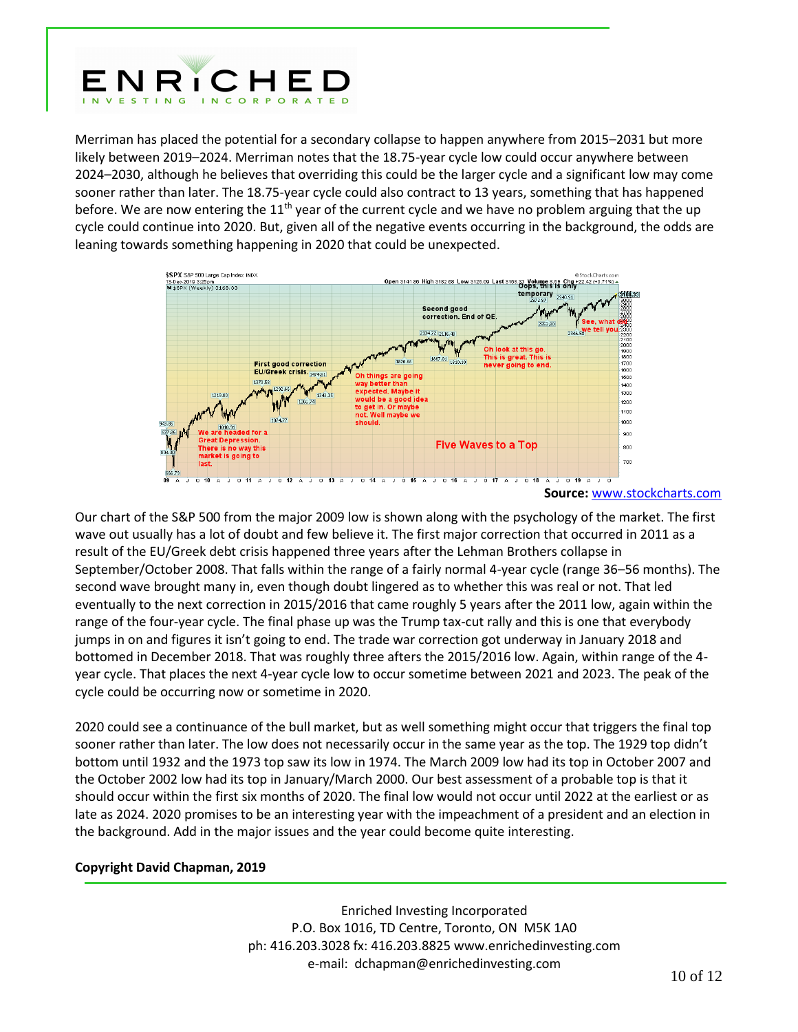Merriman has placed the potential for a secondary collapse to happen anywhere from 2015–2031 but more likely between 2019–2024. Merriman notes that the 18.75-year cycle low could occur anywhere between 2024–2030, although he believes that overriding this could be the larger cycle and a significant low may come sooner rather than later. The 18.75-year cycle could also contract to 13 years, something that has happened before. We are now entering the 11th year of the current cycle and we have no problem arguing that the up cycle could continue into 2020. But, given all of the negative events occurring in the background, the odds are leaning towards something happening in 2020 that could be unexpected.

**Source:** www.stockcharts.com

Our chart of the S&P 500 from the major 2009 low is shown along with the psychology of the market. The first wave out usually has a lot of doubt and few believe it. The first major correction that occurred in 2011 as a result of the EU/Greek debt crisis happened three years after the Lehman Brothers collapse in September/October 2008. That falls within the range of a fairly normal 4-year cycle (range 36–56 months). The second wave brought many in, even though doubt lingered as to whether this was real or not. That led eventually to the next correction in 2015/2016 that came roughly 5 years after the 2011 low, again within the range of the four-year cycle. The final phase up was the Trump tax-cut rally and this is one that everybody jumps in on and figures it isn't going to end. The trade war correction got underway in January 2018 and bottomed in December 2018. That was roughly three afters the 2015/2016 low. Again, within range of the 4-year cycle. That places the next 4-year cycle low to occur sometime between 2021 and 2023. The peak of the cycle could be occurring now or sometime in 2020.

2020 could see a continuance of the bull market, but as well something might occur that triggers the final top sooner rather than later. The low does not necessarily occur in the same year as the top. The 1929 top didn't bottom until 1932 and the 1973 top saw its low in 1974. The March 2009 low had its top in October 2007 and the October 2002 low had its top in January/March 2000. Our best assessment of a probable top is that it should occur within the first six months of 2020. The final low would not occur until 2022 at the earliest or as late as 2024. 2020 promises to be an interesting year with the impeachment of a president and an election in the background. Add in the major issues and the year could become quite interesting.

**Copyright David Chapman, 2019**

Enriched Investing Incorporated
P.O. Box 1016, TD Centre, Toronto, ON M5K 1A0
ph: 416.203.3028 fx: 416.203.8825 www.enrichedinvesting.com
e-mail: dchapman@enrichedinvesting.com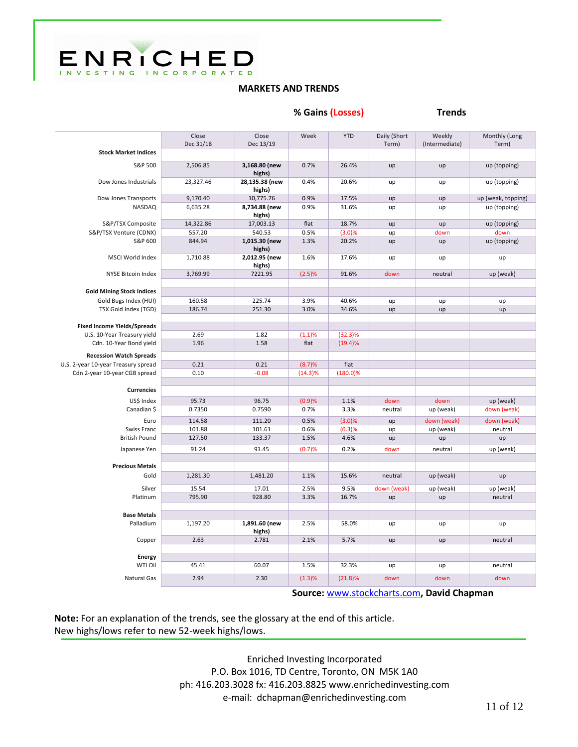ENRICHED
INVESTING INCORPORATED

## MARKETS AND TRENDS

| | Close Dec 31/18 | Close Dec 13/19 | % Gains (Losses) Week | YTD | Trends Daily (Short Term) | Weekly (Intermediate) | Monthly (Long Term) |
|---|---|---|---|---|---|---|---|
| **Stock Market Indices** | | | | | | | |
| S&P 500 | 2,506.85 | **3,168.80 (new highs)** | 0.7% | 26.4% | up | up | up (topping) |
| Dow Jones Industrials | 23,327.46 | **28,135.38 (new highs)** | 0.4% | 20.6% | up | up | up (topping) |
| Dow Jones Transports | 9,170.40 | 10,775.76 | 0.9% | 17.5% | up | up | up (weak, topping) |
| NASDAQ | 6,635.28 | **8,734.88 (new highs)** | 0.9% | 31.6% | up | up | up (topping) |
| S&P/TSX Composite | 14,322.86 | 17,003.13 | flat | 18.7% | up | up | up (topping) |
| S&P/TSX Venture (CDNX) | 557.20 | 540.53 | 0.5% | (3.0)% | up | down | down |
| S&P 600 | 844.94 | **1,015.30 (new highs)** | 1.3% | 20.2% | up | up | up (topping) |
| MSCI World Index | 1,710.88 | **2,012.95 (new highs)** | 1.6% | 17.6% | up | up | up |
| NYSE Bitcoin Index | 3,769.99 | 7221.95 | (2.5)% | 91.6% | down | neutral | up (weak) |
| **Gold Mining Stock Indices** | | | | | | | |
| Gold Bugs Index (HUI) | 160.58 | 225.74 | 3.9% | 40.6% | up | up | up |
| TSX Gold Index (TGD) | 186.74 | 251.30 | 3.0% | 34.6% | up | up | up |
| **Fixed Income Yields/Spreads** | | | | | | | |
| U.S. 10-Year Treasury yield | 2.69 | 1.82 | (1.1)% | (32.3)% | | | |
| Cdn. 10-Year Bond yield | 1.96 | 1.58 | flat | (19.4)% | | | |
| **Recession Watch Spreads** | | | | | | | |
| U.S. 2-year 10-year Treasury spread | 0.21 | 0.21 | (8.7)% | flat | | | |
| Cdn 2-year 10-year CGB spread | 0.10 | -0.08 | (14.3)% | (180.0)% | | | |
| **Currencies** | | | | | | | |
| US$ Index | 95.73 | 96.75 | (0.9)% | 1.1% | down | down | up (weak) |
| Canadian $ | 0.7350 | 0.7590 | 0.7% | 3.3% | neutral | up (weak) | down (weak) |
| Euro | 114.58 | 111.20 | 0.5% | (3.0)% | up | down (weak) | down (weak) |
| Swiss Franc | 101.88 | 101.61 | 0.6% | (0.3)% | up | up (weak) | neutral |
| British Pound | 127.50 | 133.37 | 1.5% | 4.6% | up | up | up |
| Japanese Yen | 91.24 | 91.45 | (0.7)% | 0.2% | down | neutral | up (weak) |
| **Precious Metals** | | | | | | | |
| Gold | 1,281.30 | 1,481.20 | 1.1% | 15.6% | neutral | up (weak) | up |
| Silver | 15.54 | 17.01 | 2.5% | 9.5% | down (weak) | up (weak) | up (weak) |
| Platinum | 795.90 | 928.80 | 3.3% | 16.7% | up | up | neutral |
| **Base Metals** | | | | | | | |
| Palladium | 1,197.20 | **1,891.60 (new highs)** | 2.5% | 58.0% | up | up | up |
| Copper | 2.63 | 2.781 | 2.1% | 5.7% | up | up | neutral |
| **Energy** | | | | | | | |
| WTI Oil | 45.41 | 60.07 | 1.5% | 32.3% | up | up | neutral |
| Natural Gas | 2.94 | 2.30 | (1.3)% | (21.8)% | down | down | down |

**Source: www.stockcharts.com, David Chapman**

**Note:** For an explanation of the trends, see the glossary at the end of this article.
New highs/lows refer to new 52-week highs/lows.

Enriched Investing Incorporated
P.O. Box 1016, TD Centre, Toronto, ON M5K 1A0
ph: 416.203.3028 fx: 416.203.8825 www.enrichedinvesting.com
e-mail: dchapman@enrichedinvesting.com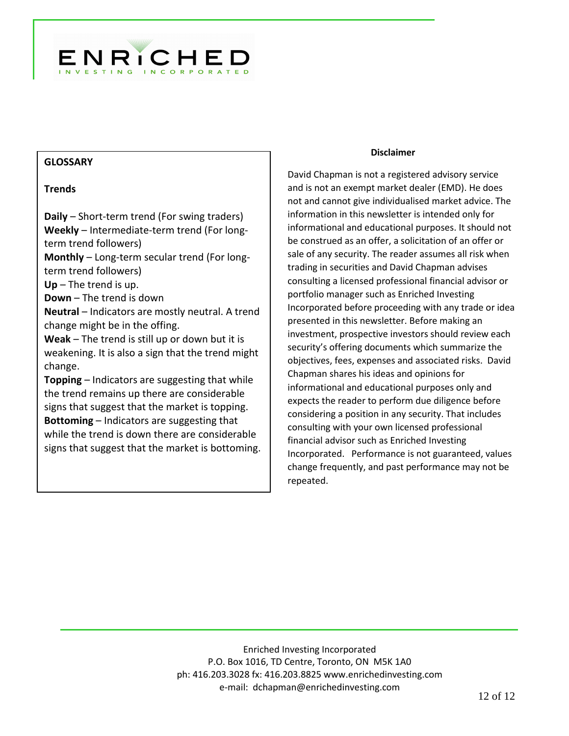## GLOSSARY

### Trends

**Daily** – Short-term trend (For swing traders)
**Weekly** – Intermediate-term trend (For long-term trend followers)
**Monthly** – Long-term secular trend (For long-term trend followers)
**Up** – The trend is up.
**Down** – The trend is down
**Neutral** – Indicators are mostly neutral. A trend change might be in the offing.
**Weak** – The trend is still up or down but it is weakening. It is also a sign that the trend might change.
**Topping** – Indicators are suggesting that while the trend remains up there are considerable signs that suggest that the market is topping.
**Bottoming** – Indicators are suggesting that while the trend is down there are considerable signs that suggest that the market is bottoming.

### Disclaimer

David Chapman is not a registered advisory service and is not an exempt market dealer (EMD). He does not and cannot give individualised market advice. The information in this newsletter is intended only for informational and educational purposes. It should not be construed as an offer, a solicitation of an offer or sale of any security. The reader assumes all risk when trading in securities and David Chapman advises consulting a licensed professional financial advisor or portfolio manager such as Enriched Investing Incorporated before proceeding with any trade or idea presented in this newsletter. Before making an investment, prospective investors should review each security's offering documents which summarize the objectives, fees, expenses and associated risks. David Chapman shares his ideas and opinions for informational and educational purposes only and expects the reader to perform due diligence before considering a position in any security. That includes consulting with your own licensed professional financial advisor such as Enriched Investing Incorporated. Performance is not guaranteed, values change frequently, and past performance may not be repeated.

Enriched Investing Incorporated
P.O. Box 1016, TD Centre, Toronto, ON M5K 1A0
ph: 416.203.3028 fx: 416.203.8825 www.enrichedinvesting.com
e-mail: dchapman@enrichedinvesting.com